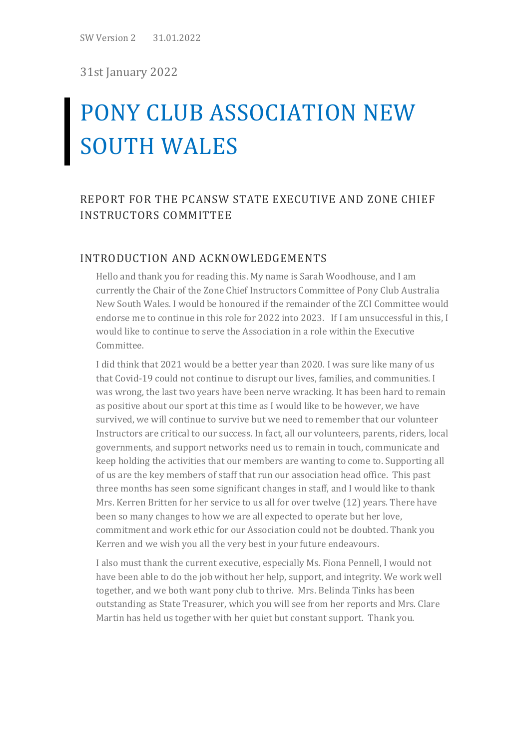31st January 2022

# PONY CLUB ASSOCIATION NEW SOUTH WALES

## REPORT FOR THE PCANSW STATE EXECUTIVE AND ZONE CHIEF INSTRUCTORS COMMITTEE

### INTRODUCTION AND ACKNOWLEDGEMENTS

Hello and thank you for reading this. My name is Sarah Woodhouse, and I am currently the Chair of the Zone Chief Instructors Committee of Pony Club Australia New South Wales. I would be honoured if the remainder of the ZCI Committee would endorse me to continue in this role for 2022 into 2023. If I am unsuccessful in this, I would like to continue to serve the Association in a role within the Executive Committee.

I did think that 2021 would be a better year than 2020. I was sure like many of us that Covid-19 could not continue to disrupt our lives, families, and communities. I was wrong, the last two years have been nerve wracking. It has been hard to remain as positive about our sport at this time as I would like to be however, we have survived, we will continue to survive but we need to remember that our volunteer Instructors are critical to our success. In fact, all our volunteers, parents, riders, local governments, and support networks need us to remain in touch, communicate and keep holding the activities that our members are wanting to come to. Supporting all of us are the key members of staff that run our association head office. This past three months has seen some significant changes in staff, and I would like to thank Mrs. Kerren Britten for her service to us all for over twelve (12) years. There have been so many changes to how we are all expected to operate but her love, commitment and work ethic for our Association could not be doubted. Thank you Kerren and we wish you all the very best in your future endeavours.

I also must thank the current executive, especially Ms. Fiona Pennell, I would not have been able to do the job without her help, support, and integrity. We work well together, and we both want pony club to thrive. Mrs. Belinda Tinks has been outstanding as State Treasurer, which you will see from her reports and Mrs. Clare Martin has held us together with her quiet but constant support. Thank you.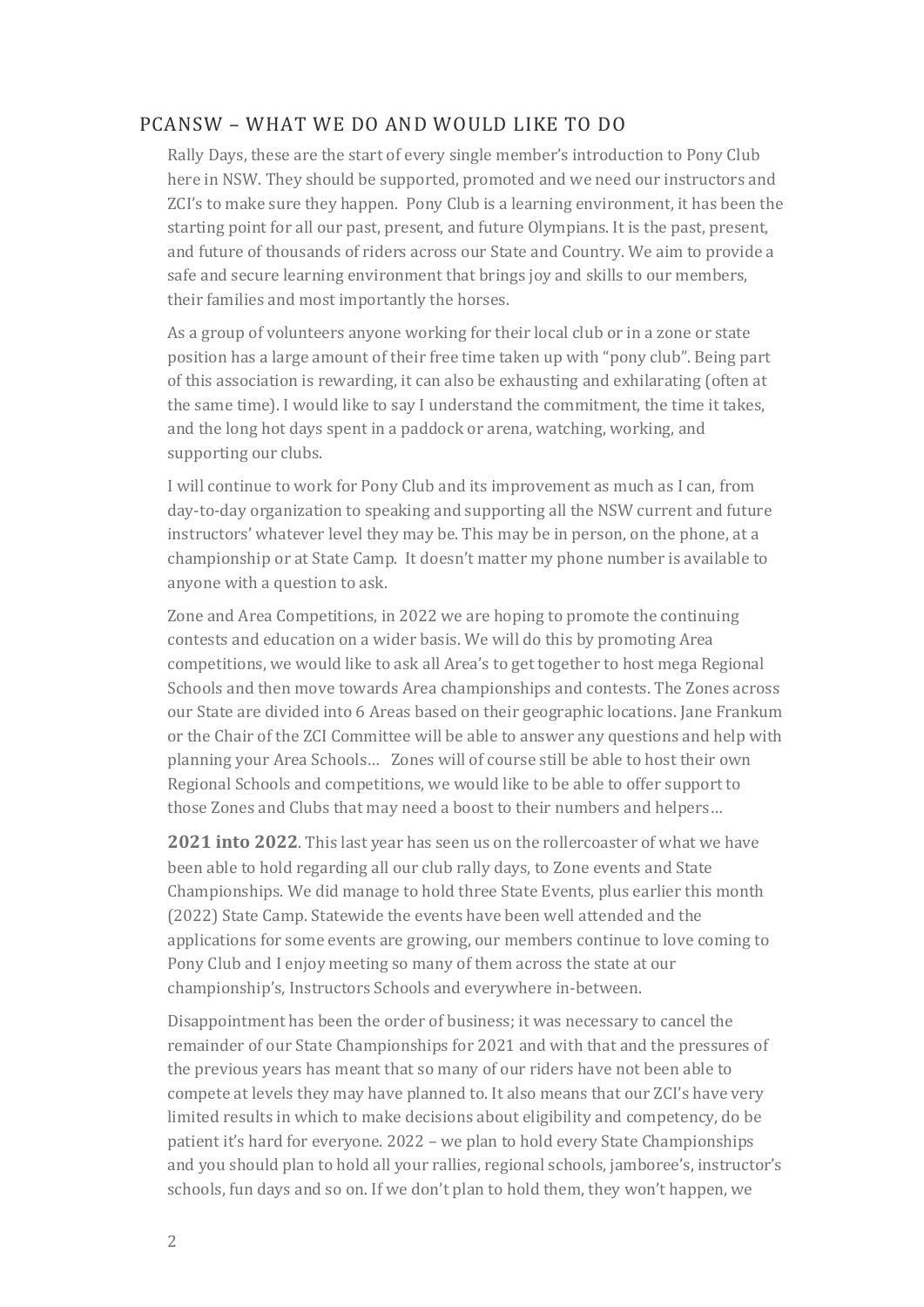## PCANSW – WHAT WE DO AND WOULD LIKE TO DO

Rally Days, these are the start of every single member's introduction to Pony Club here in NSW. They should be supported, promoted and we need our instructors and ZCI's to make sure they happen. Pony Club is a learning environment, it has been the starting point for all our past, present, and future Olympians. It is the past, present, and future of thousands of riders across our State and Country. We aim to provide a safe and secure learning environment that brings joy and skills to our members, their families and most importantly the horses.

As a group of volunteers anyone working for their local club or in a zone or state position has a large amount of their free time taken up with "pony club". Being part of this association is rewarding, it can also be exhausting and exhilarating (often at the same time). I would like to say I understand the commitment, the time it takes, and the long hot days spent in a paddock or arena, watching, working, and supporting our clubs.

I will continue to work for Pony Club and its improvement as much as I can, from day-to-day organization to speaking and supporting all the NSW current and future instructors' whatever level they may be. This may be in person, on the phone, at a championship or at State Camp. It doesn't matter my phone number is available to anyone with a question to ask.

Zone and Area Competitions, in 2022 we are hoping to promote the continuing contests and education on a wider basis. We will do this by promoting Area competitions, we would like to ask all Area's to get together to host mega Regional Schools and then move towards Area championships and contests. The Zones across our State are divided into 6 Areas based on their geographic locations. Jane Frankum or the Chair of the ZCI Committee will be able to answer any questions and help with planning your Area Schools… Zones will of course still be able to host their own Regional Schools and competitions, we would like to be able to offer support to those Zones and Clubs that may need a boost to their numbers and helpers…

**2021 into 2022**. This last year has seen us on the rollercoaster of what we have been able to hold regarding all our club rally days, to Zone events and State Championships. We did manage to hold three State Events, plus earlier this month (2022) State Camp. Statewide the events have been well attended and the applications for some events are growing, our members continue to love coming to Pony Club and I enjoy meeting so many of them across the state at our championship's, Instructors Schools and everywhere in-between.

Disappointment has been the order of business; it was necessary to cancel the remainder of our State Championships for 2021 and with that and the pressures of the previous years has meant that so many of our riders have not been able to compete at levels they may have planned to. It also means that our ZCI's have very limited results in which to make decisions about eligibility and competency, do be patient it's hard for everyone. 2022 – we plan to hold every State Championships and you should plan to hold all your rallies, regional schools, jamboree's, instructor's schools, fun days and so on. If we don't plan to hold them, they won't happen, we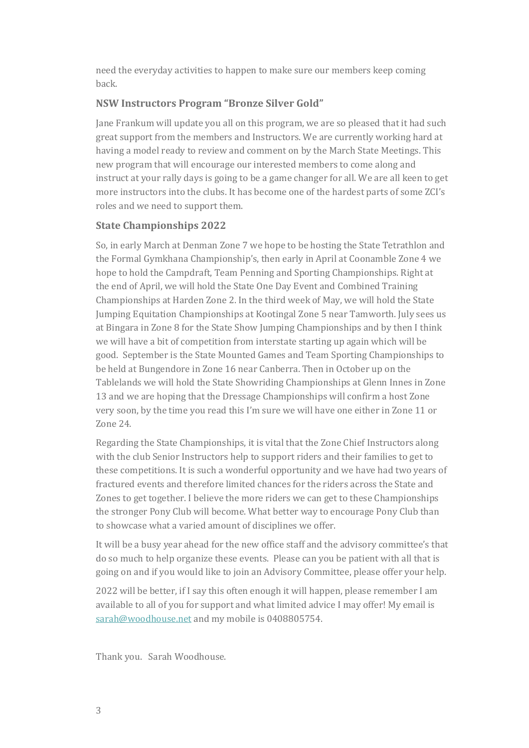need the everyday activities to happen to make sure our members keep coming back.

### NSW Instructors Program "Bronze Silver Gold"

Jane Frankum will update you all on this program, we are so pleased that it had such great support from the members and Instructors. We are currently working hard at having a model ready to review and comment on by the March State Meetings. This new program that will encourage our interested members to come along and instruct at your rally days is going to be a game changer for all. We are all keen to get more instructors into the clubs. It has become one of the hardest parts of some ZCI's roles and we need to support them.

### State Championships 2022

So, in early March at Denman Zone 7 we hope to be hosting the State Tetrathlon and the Formal Gymkhana Championship's, then early in April at Coonamble Zone 4 we hope to hold the Campdraft, Team Penning and Sporting Championships. Right at the end of April, we will hold the State One Day Event and Combined Training Championships at Harden Zone 2. In the third week of May, we will hold the State Jumping Equitation Championships at Kootingal Zone 5 near Tamworth. July sees us at Bingara in Zone 8 for the State Show Jumping Championships and by then I think we will have a bit of competition from interstate starting up again which will be good. September is the State Mounted Games and Team Sporting Championships to be held at Bungendore in Zone 16 near Canberra. Then in October up on the Tablelands we will hold the State Showriding Championships at Glenn Innes in Zone 13 and we are hoping that the Dressage Championships will confirm a host Zone very soon, by the time you read this I'm sure we will have one either in Zone 11 or Zone 24.

Regarding the State Championships, it is vital that the Zone Chief Instructors along with the club Senior Instructors help to support riders and their families to get to these competitions. It is such a wonderful opportunity and we have had two years of fractured events and therefore limited chances for the riders across the State and Zones to get together. I believe the more riders we can get to these Championships the stronger Pony Club will become. What better way to encourage Pony Club than to showcase what a varied amount of disciplines we offer.

It will be a busy year ahead for the new office staff and the advisory committee's that do so much to help organize these events. Please can you be patient with all that is going on and if you would like to join an Advisory Committee, please offer your help.

2022 will be better, if I say this often enough it will happen, please remember I am available to all of you for support and what limited advice I may offer! My email is sarah@woodhouse.net and my mobile is 0408805754.

Thank you. Sarah Woodhouse.